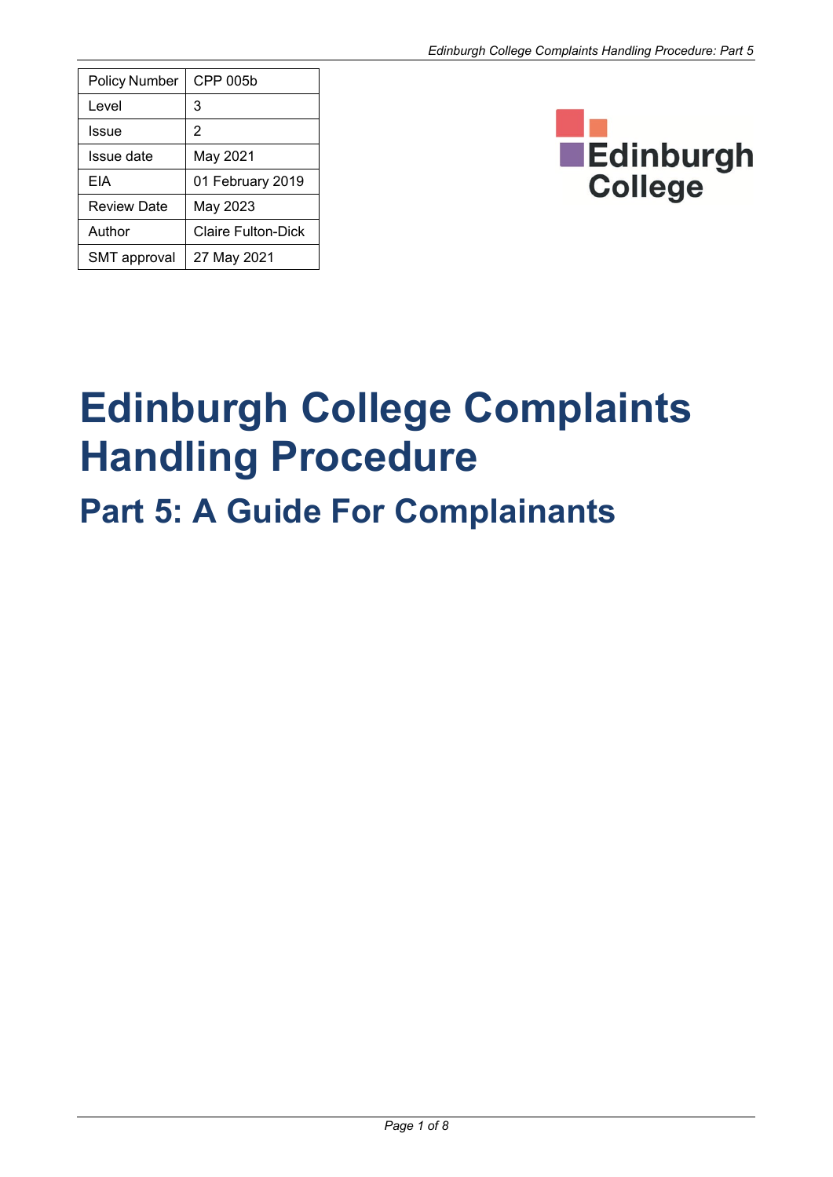| Policy Number | CPP 005b |
|---|---|
| Level | 3 |
| Issue | 2 |
| Issue date | May 2021 |
| EIA | 01 February 2019 |
| Review Date | May 2023 |
| Author | Claire Fulton-Dick |
| SMT approval | 27 May 2021 |

# Edinburgh College Complaints Handling Procedure

## Part 5: A Guide For Complainants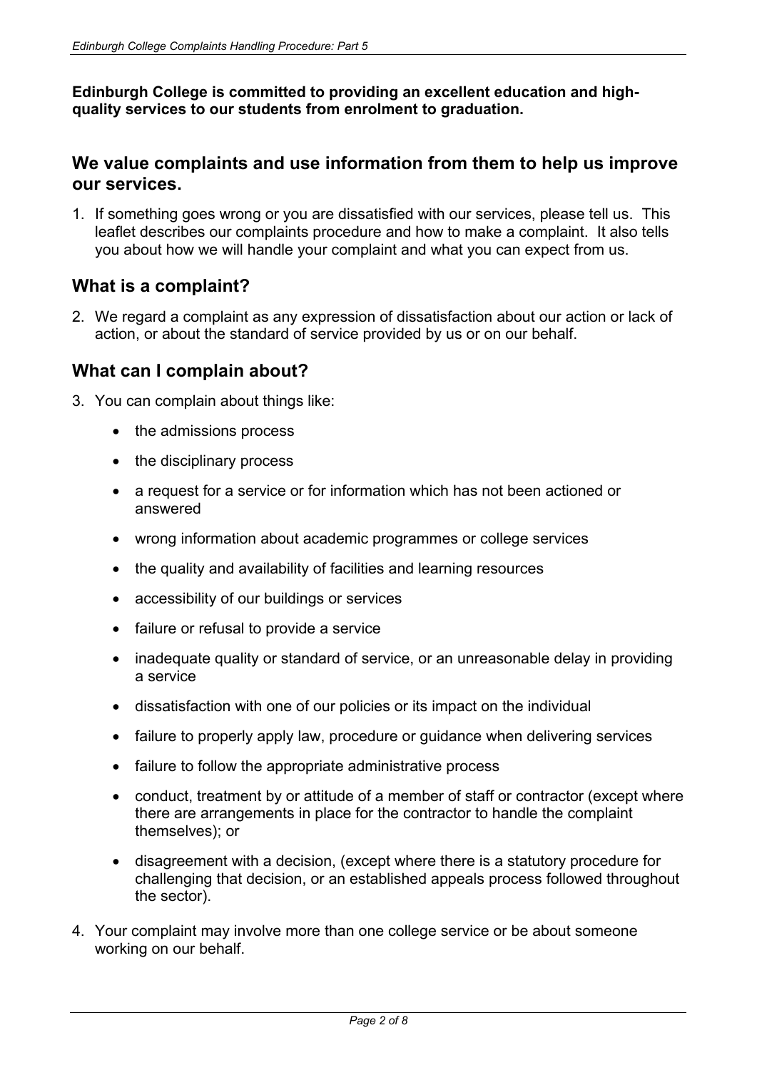**Edinburgh College is committed to providing an excellent education and high-quality services to our students from enrolment to graduation.**

## We value complaints and use information from them to help us improve our services.

1. If something goes wrong or you are dissatisfied with our services, please tell us. This leaflet describes our complaints procedure and how to make a complaint. It also tells you about how we will handle your complaint and what you can expect from us.

## What is a complaint?

2. We regard a complaint as any expression of dissatisfaction about our action or lack of action, or about the standard of service provided by us or on our behalf.

## What can I complain about?

3. You can complain about things like:

   - the admissions process
   - the disciplinary process
   - a request for a service or for information which has not been actioned or answered
   - wrong information about academic programmes or college services
   - the quality and availability of facilities and learning resources
   - accessibility of our buildings or services
   - failure or refusal to provide a service
   - inadequate quality or standard of service, or an unreasonable delay in providing a service
   - dissatisfaction with one of our policies or its impact on the individual
   - failure to properly apply law, procedure or guidance when delivering services
   - failure to follow the appropriate administrative process
   - conduct, treatment by or attitude of a member of staff or contractor (except where there are arrangements in place for the contractor to handle the complaint themselves); or
   - disagreement with a decision, (except where there is a statutory procedure for challenging that decision, or an established appeals process followed throughout the sector).

4. Your complaint may involve more than one college service or be about someone working on our behalf.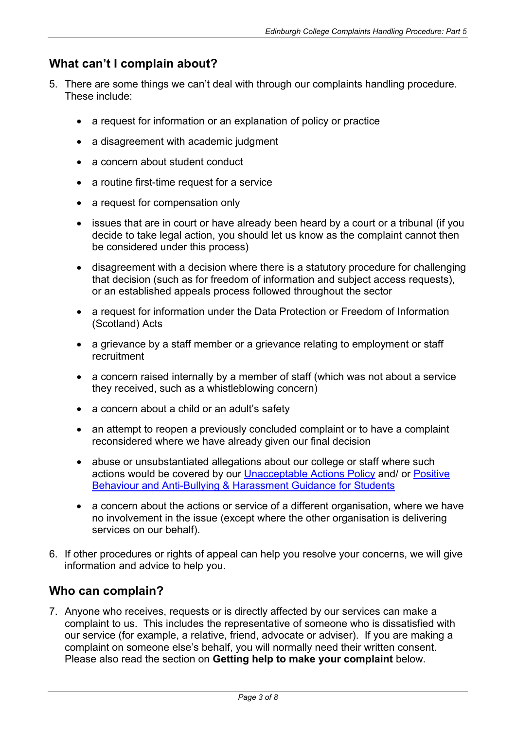## What can't I complain about?

5. There are some things we can't deal with through our complaints handling procedure. These include:

    - a request for information or an explanation of policy or practice
    - a disagreement with academic judgment
    - a concern about student conduct
    - a routine first-time request for a service
    - a request for compensation only
    - issues that are in court or have already been heard by a court or a tribunal (if you decide to take legal action, you should let us know as the complaint cannot then be considered under this process)
    - disagreement with a decision where there is a statutory procedure for challenging that decision (such as for freedom of information and subject access requests), or an established appeals process followed throughout the sector
    - a request for information under the Data Protection or Freedom of Information (Scotland) Acts
    - a grievance by a staff member or a grievance relating to employment or staff recruitment
    - a concern raised internally by a member of staff (which was not about a service they received, such as a whistleblowing concern)
    - a concern about a child or an adult's safety
    - an attempt to reopen a previously concluded complaint or to have a complaint reconsidered where we have already given our final decision
    - abuse or unsubstantiated allegations about our college or staff where such actions would be covered by our Unacceptable Actions Policy and/ or Positive Behaviour and Anti-Bullying & Harassment Guidance for Students
    - a concern about the actions or service of a different organisation, where we have no involvement in the issue (except where the other organisation is delivering services on our behalf).

6. If other procedures or rights of appeal can help you resolve your concerns, we will give information and advice to help you.

## Who can complain?

7. Anyone who receives, requests or is directly affected by our services can make a complaint to us. This includes the representative of someone who is dissatisfied with our service (for example, a relative, friend, advocate or adviser). If you are making a complaint on someone else's behalf, you will normally need their written consent. Please also read the section on **Getting help to make your complaint** below.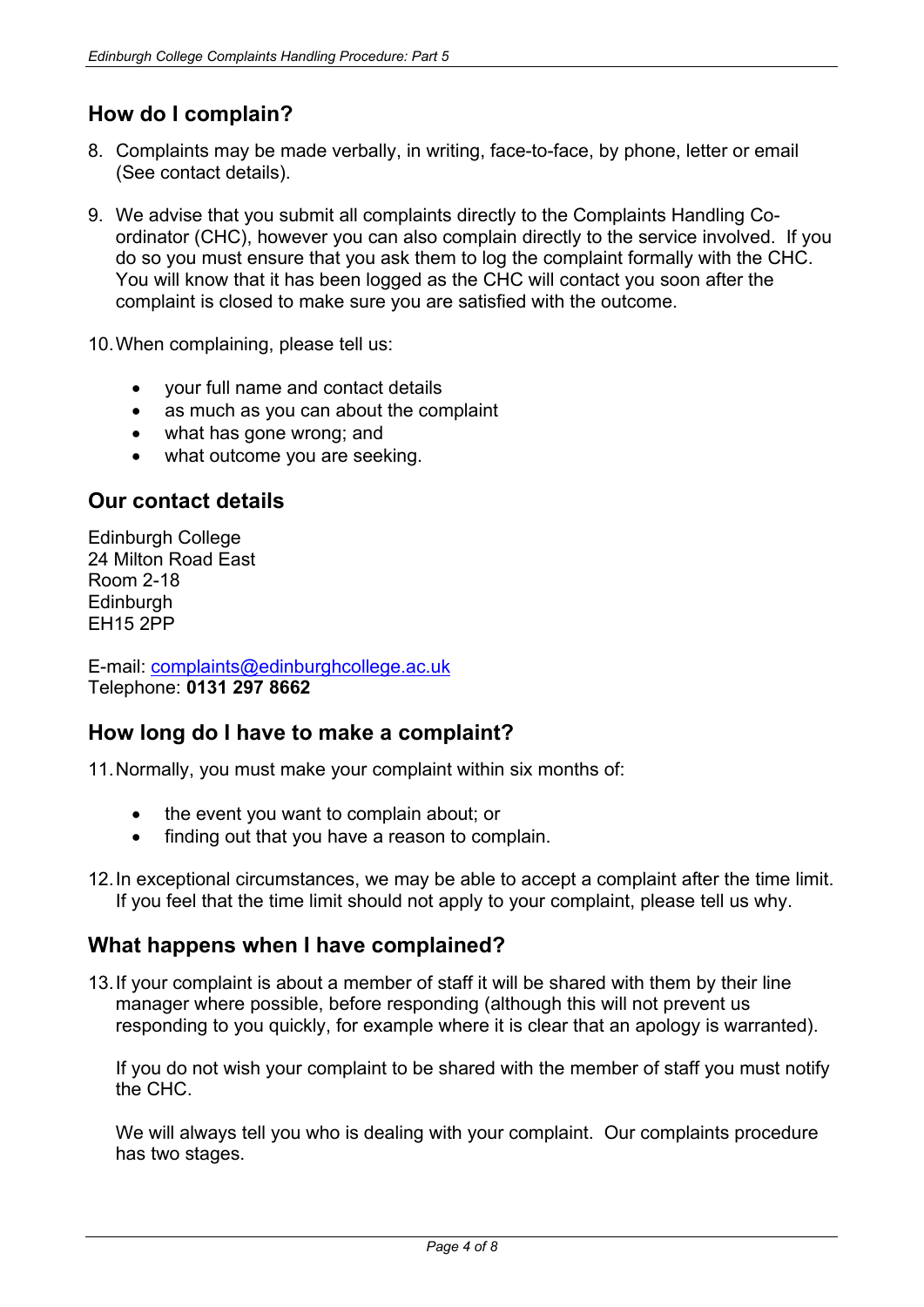## How do I complain?

8. Complaints may be made verbally, in writing, face-to-face, by phone, letter or email (See contact details).

9. We advise that you submit all complaints directly to the Complaints Handling Co-ordinator (CHC), however you can also complain directly to the service involved. If you do so you must ensure that you ask them to log the complaint formally with the CHC. You will know that it has been logged as the CHC will contact you soon after the complaint is closed to make sure you are satisfied with the outcome.

10. When complaining, please tell us:

    - your full name and contact details
    - as much as you can about the complaint
    - what has gone wrong; and
    - what outcome you are seeking.

## Our contact details

Edinburgh College
24 Milton Road East
Room 2-18
Edinburgh
EH15 2PP

E-mail: complaints@edinburghcollege.ac.uk
Telephone: **0131 297 8662**

## How long do I have to make a complaint?

11. Normally, you must make your complaint within six months of:

    - the event you want to complain about; or
    - finding out that you have a reason to complain.

12. In exceptional circumstances, we may be able to accept a complaint after the time limit. If you feel that the time limit should not apply to your complaint, please tell us why.

## What happens when I have complained?

13. If your complaint is about a member of staff it will be shared with them by their line manager where possible, before responding (although this will not prevent us responding to you quickly, for example where it is clear that an apology is warranted).

    If you do not wish your complaint to be shared with the member of staff you must notify the CHC.

    We will always tell you who is dealing with your complaint. Our complaints procedure has two stages.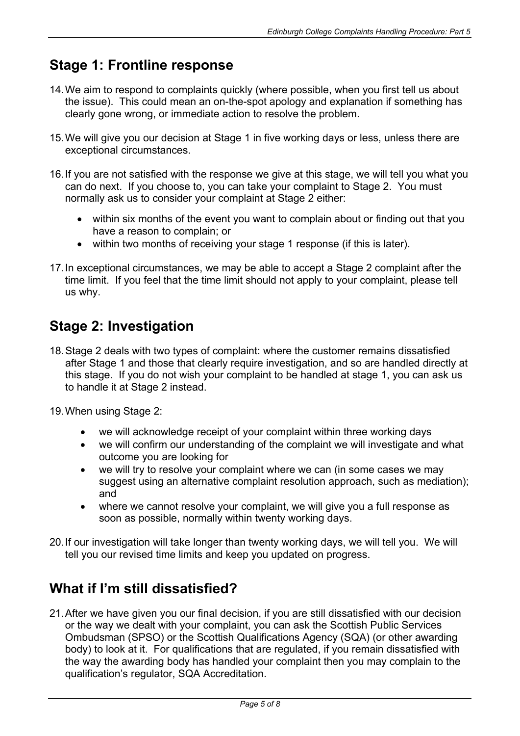## Stage 1: Frontline response

14. We aim to respond to complaints quickly (where possible, when you first tell us about the issue). This could mean an on-the-spot apology and explanation if something has clearly gone wrong, or immediate action to resolve the problem.

15. We will give you our decision at Stage 1 in five working days or less, unless there are exceptional circumstances.

16. If you are not satisfied with the response we give at this stage, we will tell you what you can do next. If you choose to, you can take your complaint to Stage 2. You must normally ask us to consider your complaint at Stage 2 either:

    - within six months of the event you want to complain about or finding out that you have a reason to complain; or
    - within two months of receiving your stage 1 response (if this is later).

17. In exceptional circumstances, we may be able to accept a Stage 2 complaint after the time limit. If you feel that the time limit should not apply to your complaint, please tell us why.

## Stage 2: Investigation

18. Stage 2 deals with two types of complaint: where the customer remains dissatisfied after Stage 1 and those that clearly require investigation, and so are handled directly at this stage. If you do not wish your complaint to be handled at stage 1, you can ask us to handle it at Stage 2 instead.

19. When using Stage 2:

    - we will acknowledge receipt of your complaint within three working days
    - we will confirm our understanding of the complaint we will investigate and what outcome you are looking for
    - we will try to resolve your complaint where we can (in some cases we may suggest using an alternative complaint resolution approach, such as mediation); and
    - where we cannot resolve your complaint, we will give you a full response as soon as possible, normally within twenty working days.

20. If our investigation will take longer than twenty working days, we will tell you. We will tell you our revised time limits and keep you updated on progress.

## What if I'm still dissatisfied?

21. After we have given you our final decision, if you are still dissatisfied with our decision or the way we dealt with your complaint, you can ask the Scottish Public Services Ombudsman (SPSO) or the Scottish Qualifications Agency (SQA) (or other awarding body) to look at it. For qualifications that are regulated, if you remain dissatisfied with the way the awarding body has handled your complaint then you may complain to the qualification's regulator, SQA Accreditation.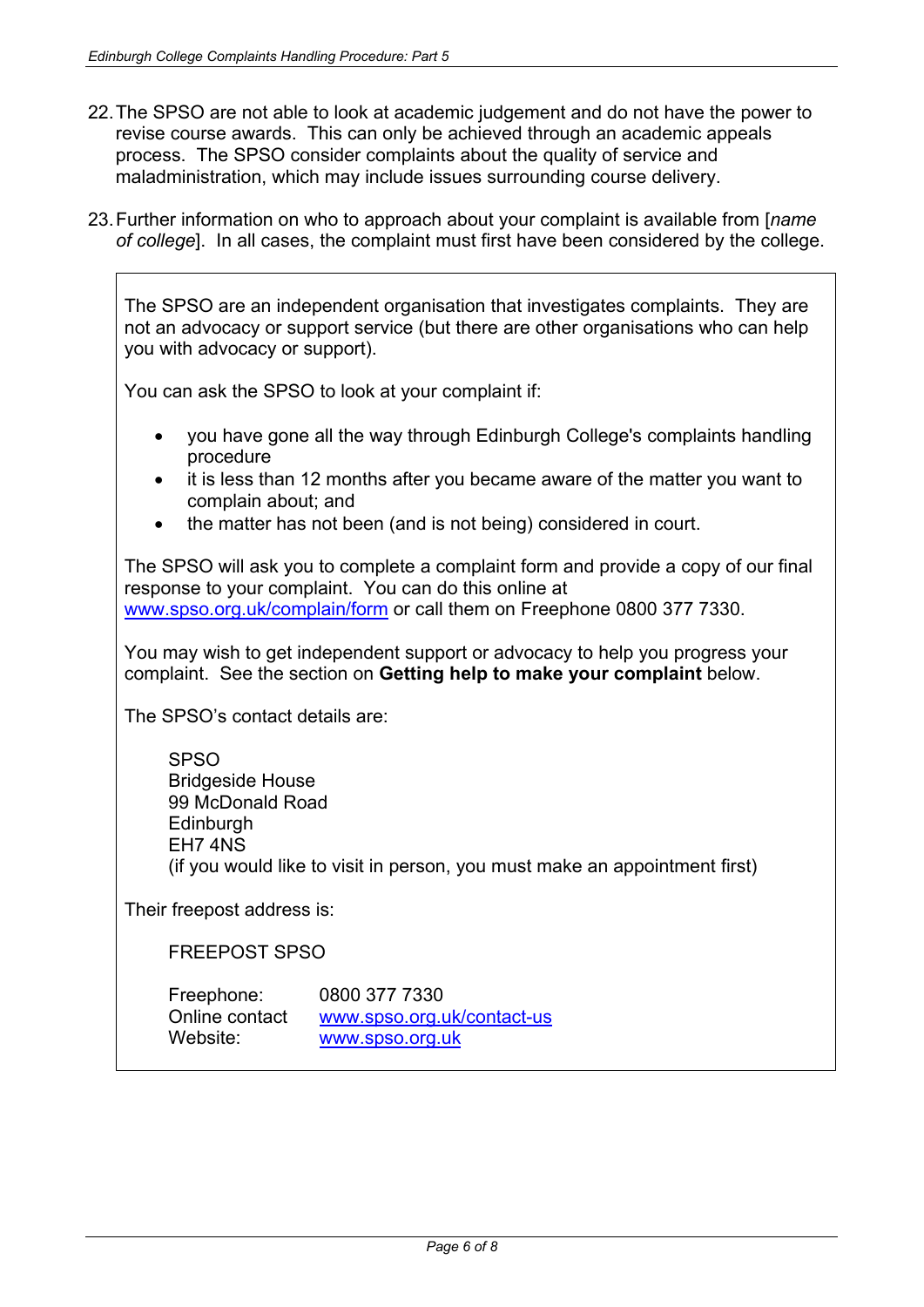22. The SPSO are not able to look at academic judgement and do not have the power to revise course awards. This can only be achieved through an academic appeals process. The SPSO consider complaints about the quality of service and maladministration, which may include issues surrounding course delivery.

23. Further information on who to approach about your complaint is available from [*name of college*]. In all cases, the complaint must first have been considered by the college.

The SPSO are an independent organisation that investigates complaints. They are not an advocacy or support service (but there are other organisations who can help you with advocacy or support).

You can ask the SPSO to look at your complaint if:

- you have gone all the way through Edinburgh College's complaints handling procedure
- it is less than 12 months after you became aware of the matter you want to complain about; and
- the matter has not been (and is not being) considered in court.

The SPSO will ask you to complete a complaint form and provide a copy of our final response to your complaint. You can do this online at www.spso.org.uk/complain/form or call them on Freephone 0800 377 7330.

You may wish to get independent support or advocacy to help you progress your complaint. See the section on **Getting help to make your complaint** below.

The SPSO's contact details are:

SPSO
Bridgeside House
99 McDonald Road
Edinburgh
EH7 4NS
(if you would like to visit in person, you must make an appointment first)

Their freepost address is:

FREEPOST SPSO

Freephone: 0800 377 7330
Online contact www.spso.org.uk/contact-us
Website: www.spso.org.uk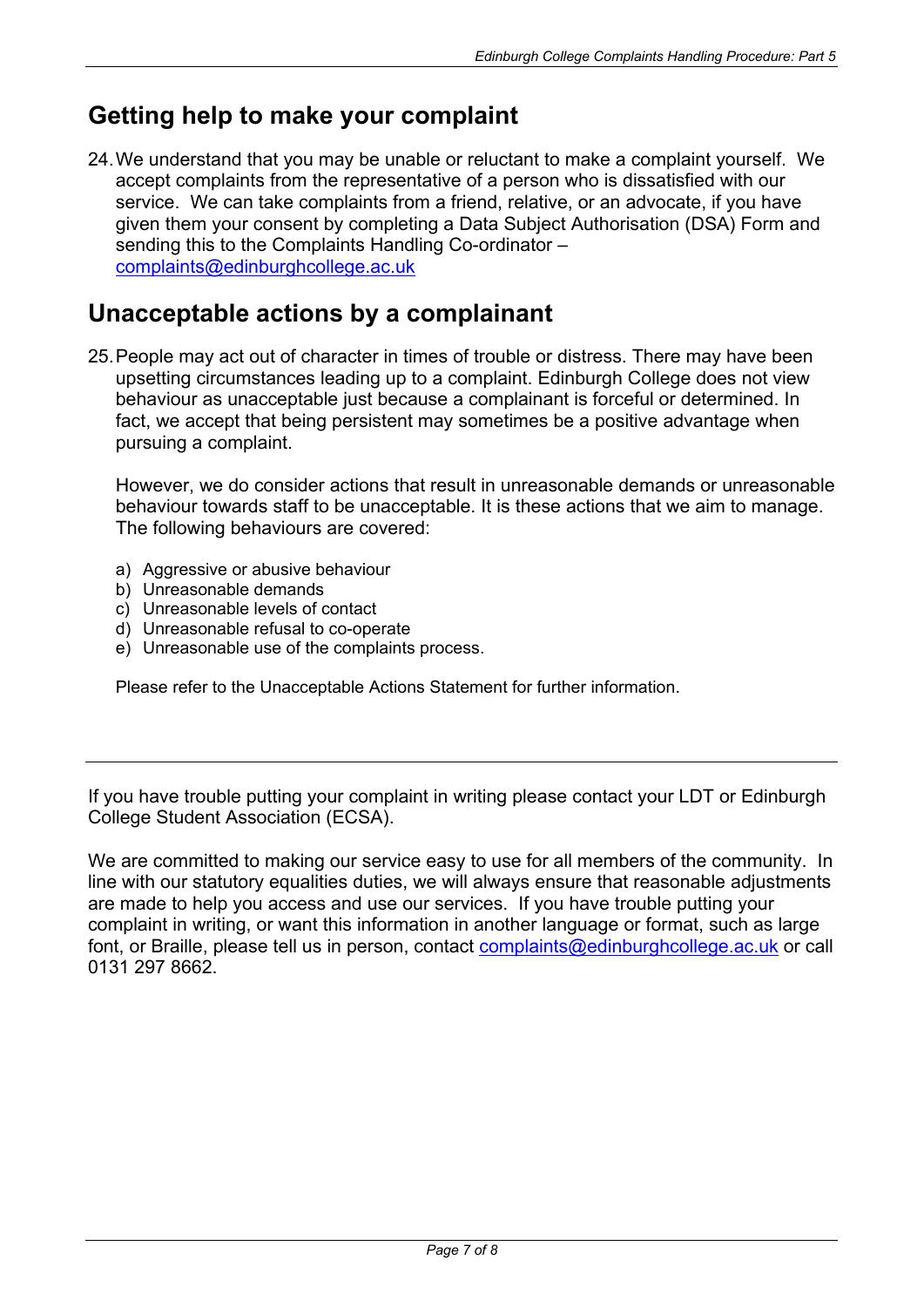## Getting help to make your complaint

24. We understand that you may be unable or reluctant to make a complaint yourself. We accept complaints from the representative of a person who is dissatisfied with our service. We can take complaints from a friend, relative, or an advocate, if you have given them your consent by completing a Data Subject Authorisation (DSA) Form and sending this to the Complaints Handling Co-ordinator – complaints@edinburghcollege.ac.uk

## Unacceptable actions by a complainant

25. People may act out of character in times of trouble or distress. There may have been upsetting circumstances leading up to a complaint. Edinburgh College does not view behaviour as unacceptable just because a complainant is forceful or determined. In fact, we accept that being persistent may sometimes be a positive advantage when pursuing a complaint.

    However, we do consider actions that result in unreasonable demands or unreasonable behaviour towards staff to be unacceptable. It is these actions that we aim to manage. The following behaviours are covered:

    a) Aggressive or abusive behaviour
    b) Unreasonable demands
    c) Unreasonable levels of contact
    d) Unreasonable refusal to co-operate
    e) Unreasonable use of the complaints process.

    Please refer to the Unacceptable Actions Statement for further information.

---

If you have trouble putting your complaint in writing please contact your LDT or Edinburgh College Student Association (ECSA).

We are committed to making our service easy to use for all members of the community. In line with our statutory equalities duties, we will always ensure that reasonable adjustments are made to help you access and use our services. If you have trouble putting your complaint in writing, or want this information in another language or format, such as large font, or Braille, please tell us in person, contact complaints@edinburghcollege.ac.uk or call 0131 297 8662.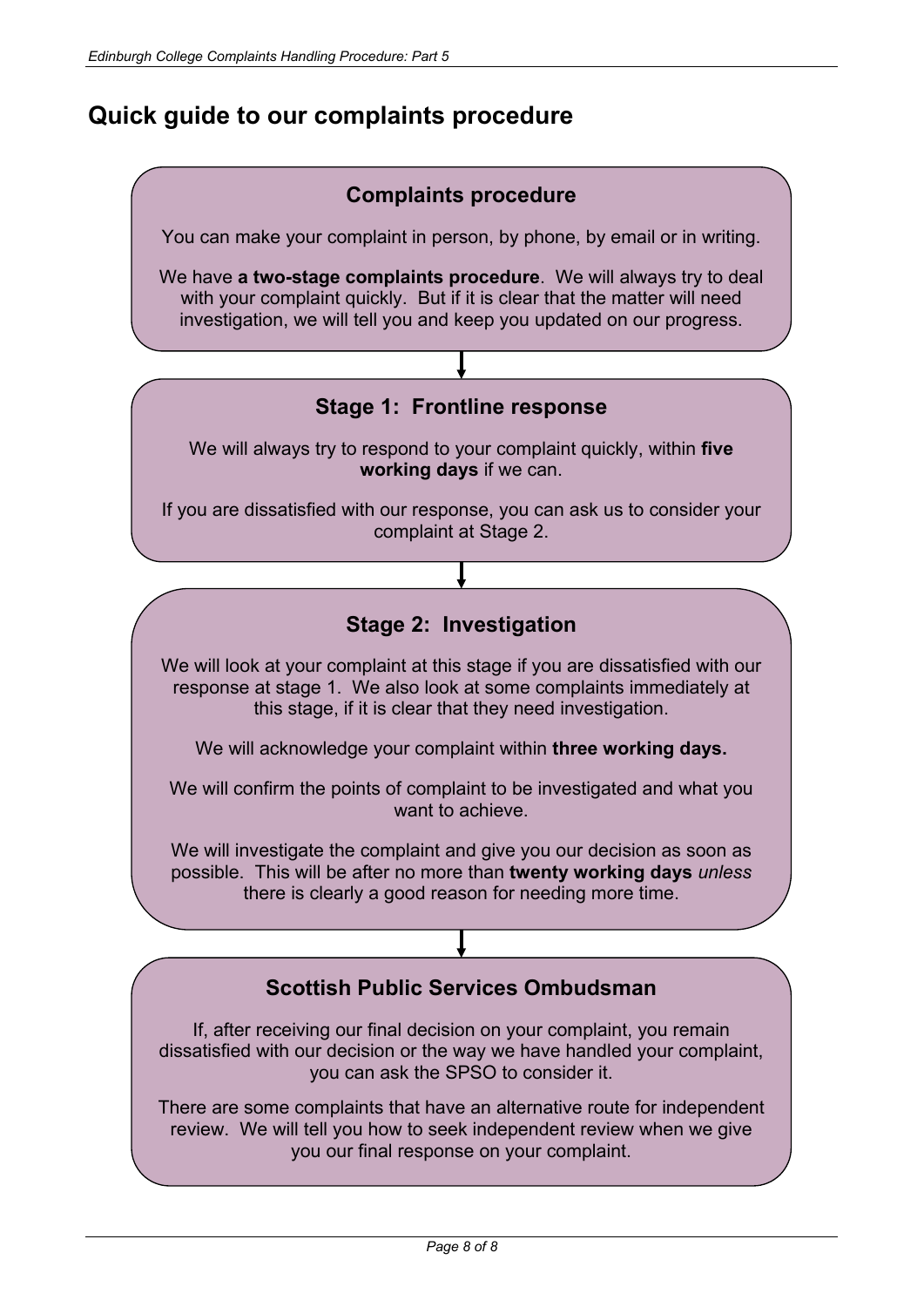# Quick guide to our complaints procedure

### Complaints procedure

You can make your complaint in person, by phone, by email or in writing.

We have **a two-stage complaints procedure**. We will always try to deal with your complaint quickly. But if it is clear that the matter will need investigation, we will tell you and keep you updated on our progress.

### Stage 1: Frontline response

We will always try to respond to your complaint quickly, within **five working days** if we can.

If you are dissatisfied with our response, you can ask us to consider your complaint at Stage 2.

### Stage 2: Investigation

We will look at your complaint at this stage if you are dissatisfied with our response at stage 1. We also look at some complaints immediately at this stage, if it is clear that they need investigation.

We will acknowledge your complaint within **three working days.**

We will confirm the points of complaint to be investigated and what you want to achieve.

We will investigate the complaint and give you our decision as soon as possible. This will be after no more than **twenty working days** *unless* there is clearly a good reason for needing more time.

### Scottish Public Services Ombudsman

If, after receiving our final decision on your complaint, you remain dissatisfied with our decision or the way we have handled your complaint, you can ask the SPSO to consider it.

There are some complaints that have an alternative route for independent review. We will tell you how to seek independent review when we give you our final response on your complaint.